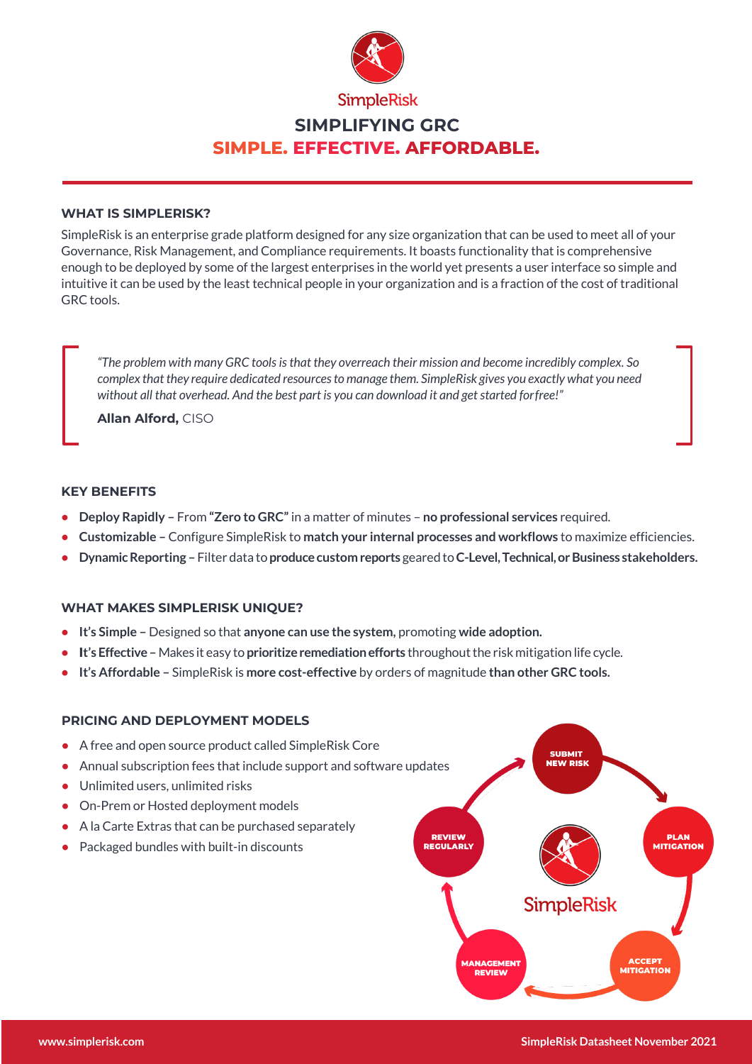# SimpleRisk

## SIMPLIFYING GRC

## SIMPLE. EFFECTIVE. AFFORDABLE.

### WHAT IS SIMPLERISK?

SimpleRisk is an enterprise grade platform designed for any size organization that can be used to meet all of your Governance, Risk Management, and Compliance requirements. It boasts functionality that is comprehensive enough to be deployed by some of the largest enterprises in the world yet presents a user interface so simple and intuitive it can be used by the least technical people in your organization and is a fraction of the cost of traditional GRC tools.

> *"The problem with many GRC tools is that they overreach their mission and become incredibly complex. So complex that they require dedicated resources to manage them. SimpleRisk gives you exactly what you need without all that overhead. And the best part is you can download it and get started for free!"*
>
> **Allan Alford,** CISO

### KEY BENEFITS

- **Deploy Rapidly –** From **"Zero to GRC"** in a matter of minutes – **no professional services** required.
- **Customizable –** Configure SimpleRisk to **match your internal processes and workflows** to maximize efficiencies.
- **Dynamic Reporting –** Filter data to **produce custom reports** geared to **C-Level, Technical, or Business stakeholders.**

### WHAT MAKES SIMPLERISK UNIQUE?

- **It's Simple –** Designed so that **anyone can use the system,** promoting **wide adoption.**
- **It's Effective –** Makes it easy to **prioritize remediation efforts** throughout the risk mitigation life cycle.
- **It's Affordable –** SimpleRisk is **more cost-effective** by orders of magnitude **than other GRC tools.**

### PRICING AND DEPLOYMENT MODELS

- A free and open source product called SimpleRisk Core
- Annual subscription fees that include support and software updates
- Unlimited users, unlimited risks
- On-Prem or Hosted deployment models
- A la Carte Extras that can be purchased separately
- Packaged bundles with built-in discounts

SUBMIT NEW RISK → PLAN MITIGATION → ACCEPT MITIGATION → MANAGEMENT REVIEW → REVIEW REGULARLY

SimpleRisk

www.simplerisk.com

SimpleRisk Datasheet November 2021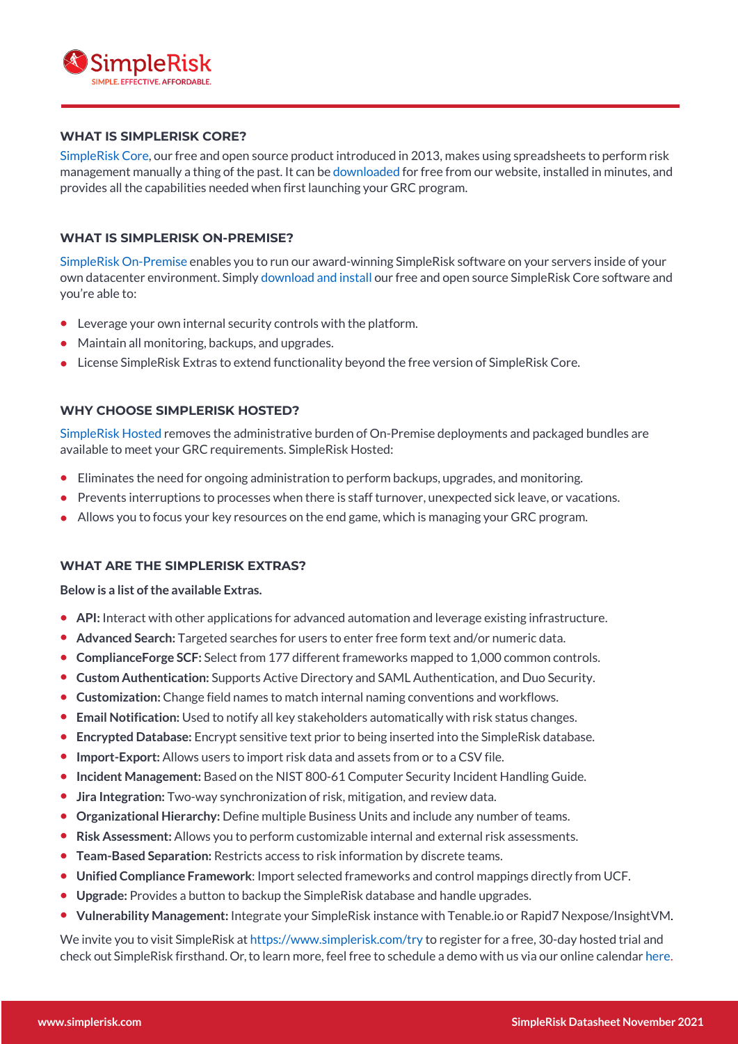## WHAT IS SIMPLERISK CORE?

SimpleRisk Core, our free and open source product introduced in 2013, makes using spreadsheets to perform risk management manually a thing of the past. It can be downloaded for free from our website, installed in minutes, and provides all the capabilities needed when first launching your GRC program.

## WHAT IS SIMPLERISK ON-PREMISE?

SimpleRisk On-Premise enables you to run our award-winning SimpleRisk software on your servers inside of your own datacenter environment. Simply download and install our free and open source SimpleRisk Core software and you're able to:

- Leverage your own internal security controls with the platform.
- Maintain all monitoring, backups, and upgrades.
- License SimpleRisk Extras to extend functionality beyond the free version of SimpleRisk Core.

## WHY CHOOSE SIMPLERISK HOSTED?

SimpleRisk Hosted removes the administrative burden of On-Premise deployments and packaged bundles are available to meet your GRC requirements. SimpleRisk Hosted:

- Eliminates the need for ongoing administration to perform backups, upgrades, and monitoring.
- Prevents interruptions to processes when there is staff turnover, unexpected sick leave, or vacations.
- Allows you to focus your key resources on the end game, which is managing your GRC program.

## WHAT ARE THE SIMPLERISK EXTRAS?

**Below is a list of the available Extras.**

- **API:** Interact with other applications for advanced automation and leverage existing infrastructure.
- **Advanced Search:** Targeted searches for users to enter free form text and/or numeric data.
- **ComplianceForge SCF:** Select from 177 different frameworks mapped to 1,000 common controls.
- **Custom Authentication:** Supports Active Directory and SAML Authentication, and Duo Security.
- **Customization:** Change field names to match internal naming conventions and workflows.
- **Email Notification:** Used to notify all key stakeholders automatically with risk status changes.
- **Encrypted Database:** Encrypt sensitive text prior to being inserted into the SimpleRisk database.
- **Import-Export:** Allows users to import risk data and assets from or to a CSV file.
- **Incident Management:** Based on the NIST 800-61 Computer Security Incident Handling Guide.
- **Jira Integration:** Two-way synchronization of risk, mitigation, and review data.
- **Organizational Hierarchy:** Define multiple Business Units and include any number of teams.
- **Risk Assessment:** Allows you to perform customizable internal and external risk assessments.
- **Team-Based Separation:** Restricts access to risk information by discrete teams.
- **Unified Compliance Framework**: Import selected frameworks and control mappings directly from UCF.
- **Upgrade:** Provides a button to backup the SimpleRisk database and handle upgrades.
- **Vulnerability Management:** Integrate your SimpleRisk instance with Tenable.io or Rapid7 Nexpose/InsightVM.

We invite you to visit SimpleRisk at https://www.simplerisk.com/try to register for a free, 30-day hosted trial and check out SimpleRisk firsthand. Or, to learn more, feel free to schedule a demo with us via our online calendar here.